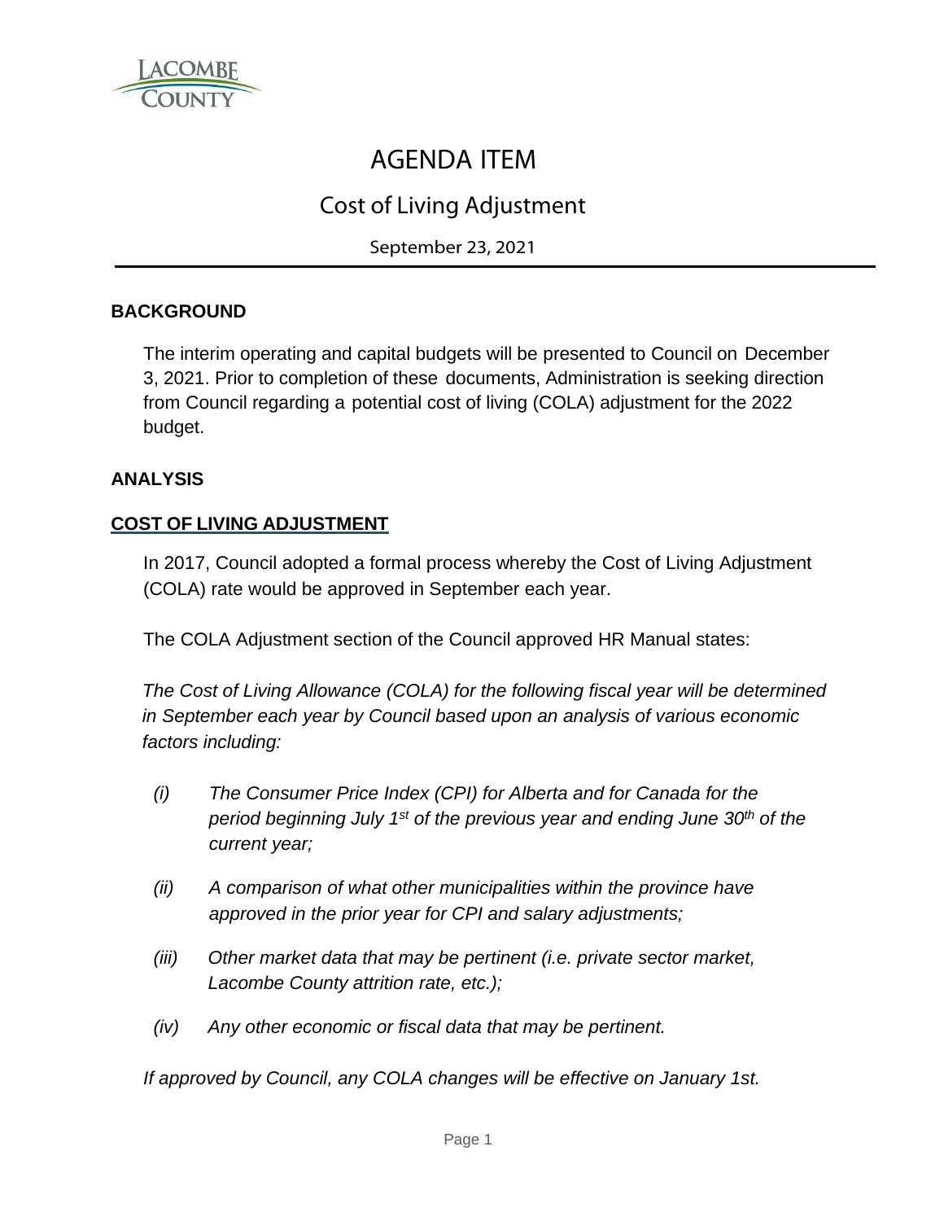# AGENDA ITEM

## Cost of Living Adjustment

September 23, 2021

### BACKGROUND

The interim operating and capital budgets will be presented to Council on December 3, 2021. Prior to completion of these documents, Administration is seeking direction from Council regarding a potential cost of living (COLA) adjustment for the 2022 budget.

### ANALYSIS

#### COST OF LIVING ADJUSTMENT

In 2017, Council adopted a formal process whereby the Cost of Living Adjustment (COLA) rate would be approved in September each year.

The COLA Adjustment section of the Council approved HR Manual states:

*The Cost of Living Allowance (COLA) for the following fiscal year will be determined in September each year by Council based upon an analysis of various economic factors including:*

- *(i) The Consumer Price Index (CPI) for Alberta and for Canada for the period beginning July 1st of the previous year and ending June 30th of the current year;*
- *(ii) A comparison of what other municipalities within the province have approved in the prior year for CPI and salary adjustments;*
- *(iii) Other market data that may be pertinent (i.e. private sector market, Lacombe County attrition rate, etc.);*
- *(iv) Any other economic or fiscal data that may be pertinent.*

*If approved by Council, any COLA changes will be effective on January 1st.*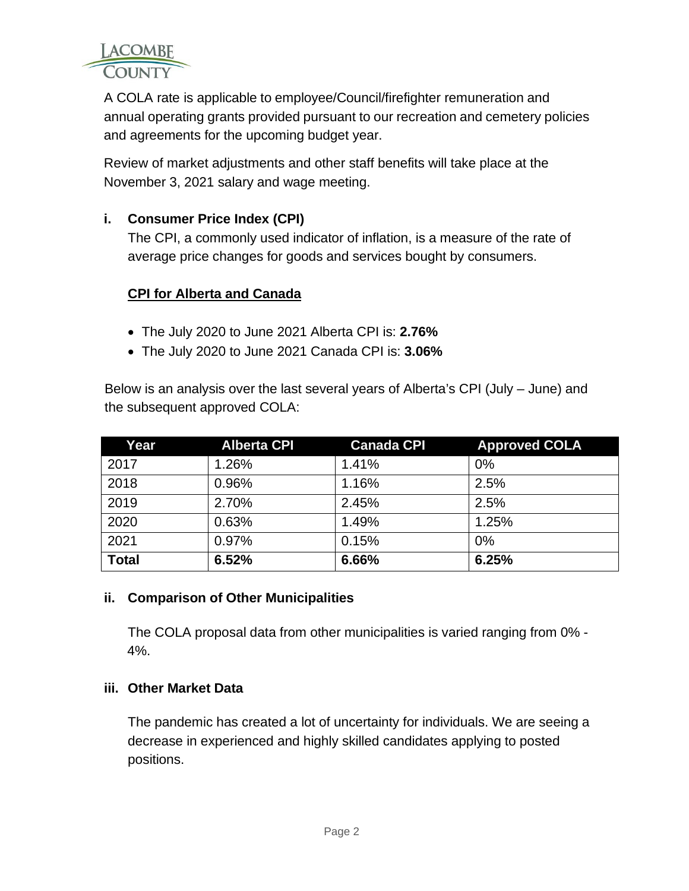A COLA rate is applicable to employee/Council/firefighter remuneration and annual operating grants provided pursuant to our recreation and cemetery policies and agreements for the upcoming budget year.

Review of market adjustments and other staff benefits will take place at the November 3, 2021 salary and wage meeting.

### i. Consumer Price Index (CPI)

The CPI, a commonly used indicator of inflation, is a measure of the rate of average price changes for goods and services bought by consumers.

**CPI for Alberta and Canada**

- The July 2020 to June 2021 Alberta CPI is: **2.76%**
- The July 2020 to June 2021 Canada CPI is: **3.06%**

Below is an analysis over the last several years of Alberta's CPI (July – June) and the subsequent approved COLA:

| Year | Alberta CPI | Canada CPI | Approved COLA |
|---|---|---|---|
| 2017 | 1.26% | 1.41% | 0% |
| 2018 | 0.96% | 1.16% | 2.5% |
| 2019 | 2.70% | 2.45% | 2.5% |
| 2020 | 0.63% | 1.49% | 1.25% |
| 2021 | 0.97% | 0.15% | 0% |
| **Total** | **6.52%** | **6.66%** | **6.25%** |

### ii. Comparison of Other Municipalities

The COLA proposal data from other municipalities is varied ranging from 0% - 4%.

### iii. Other Market Data

The pandemic has created a lot of uncertainty for individuals. We are seeing a decrease in experienced and highly skilled candidates applying to posted positions.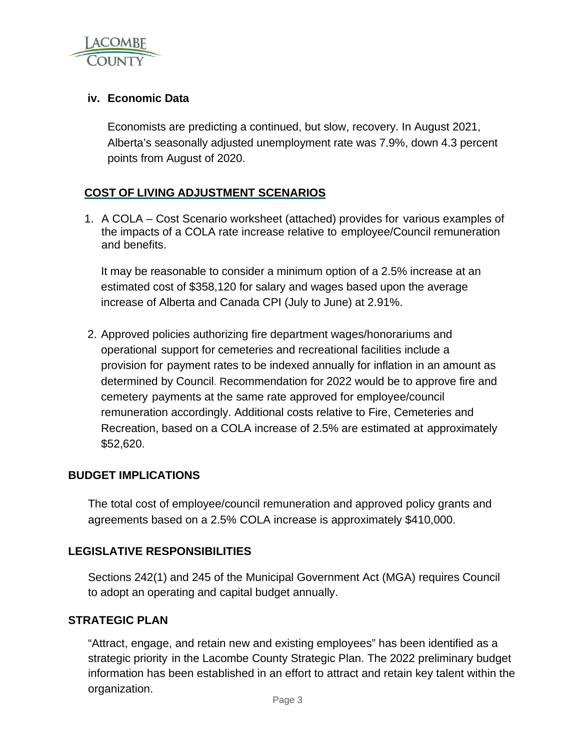### iv. Economic Data

Economists are predicting a continued, but slow, recovery. In August 2021, Alberta's seasonally adjusted unemployment rate was 7.9%, down 4.3 percent points from August of 2020.

## COST OF LIVING ADJUSTMENT SCENARIOS

1. A COLA – Cost Scenario worksheet (attached) provides for various examples of the impacts of a COLA rate increase relative to employee/Council remuneration and benefits.

   It may be reasonable to consider a minimum option of a 2.5% increase at an estimated cost of $358,120 for salary and wages based upon the average increase of Alberta and Canada CPI (July to June) at 2.91%.

2. Approved policies authorizing fire department wages/honorariums and operational support for cemeteries and recreational facilities include a provision for payment rates to be indexed annually for inflation in an amount as determined by Council. Recommendation for 2022 would be to approve fire and cemetery payments at the same rate approved for employee/council remuneration accordingly. Additional costs relative to Fire, Cemeteries and Recreation, based on a COLA increase of 2.5% are estimated at approximately $52,620.

## BUDGET IMPLICATIONS

The total cost of employee/council remuneration and approved policy grants and agreements based on a 2.5% COLA increase is approximately $410,000.

## LEGISLATIVE RESPONSIBILITIES

Sections 242(1) and 245 of the Municipal Government Act (MGA) requires Council to adopt an operating and capital budget annually.

## STRATEGIC PLAN

"Attract, engage, and retain new and existing employees" has been identified as a strategic priority in the Lacombe County Strategic Plan. The 2022 preliminary budget information has been established in an effort to attract and retain key talent within the organization.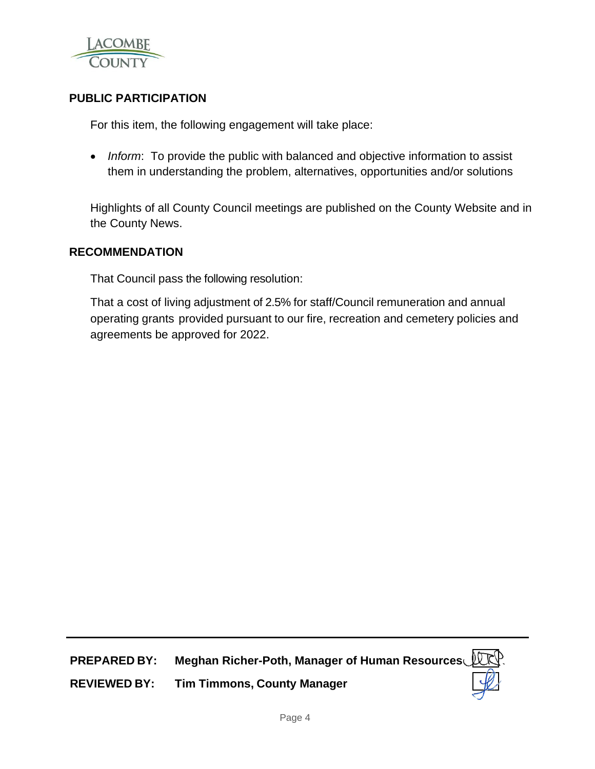## PUBLIC PARTICIPATION

For this item, the following engagement will take place:

- *Inform*: To provide the public with balanced and objective information to assist them in understanding the problem, alternatives, opportunities and/or solutions

Highlights of all County Council meetings are published on the County Website and in the County News.

## RECOMMENDATION

That Council pass the following resolution:

That a cost of living adjustment of 2.5% for staff/Council remuneration and annual operating grants provided pursuant to our fire, recreation and cemetery policies and agreements be approved for 2022.

---

**PREPARED BY:** **Meghan Richer-Poth, Manager of Human Resources**

**REVIEWED BY:** **Tim Timmons, County Manager**